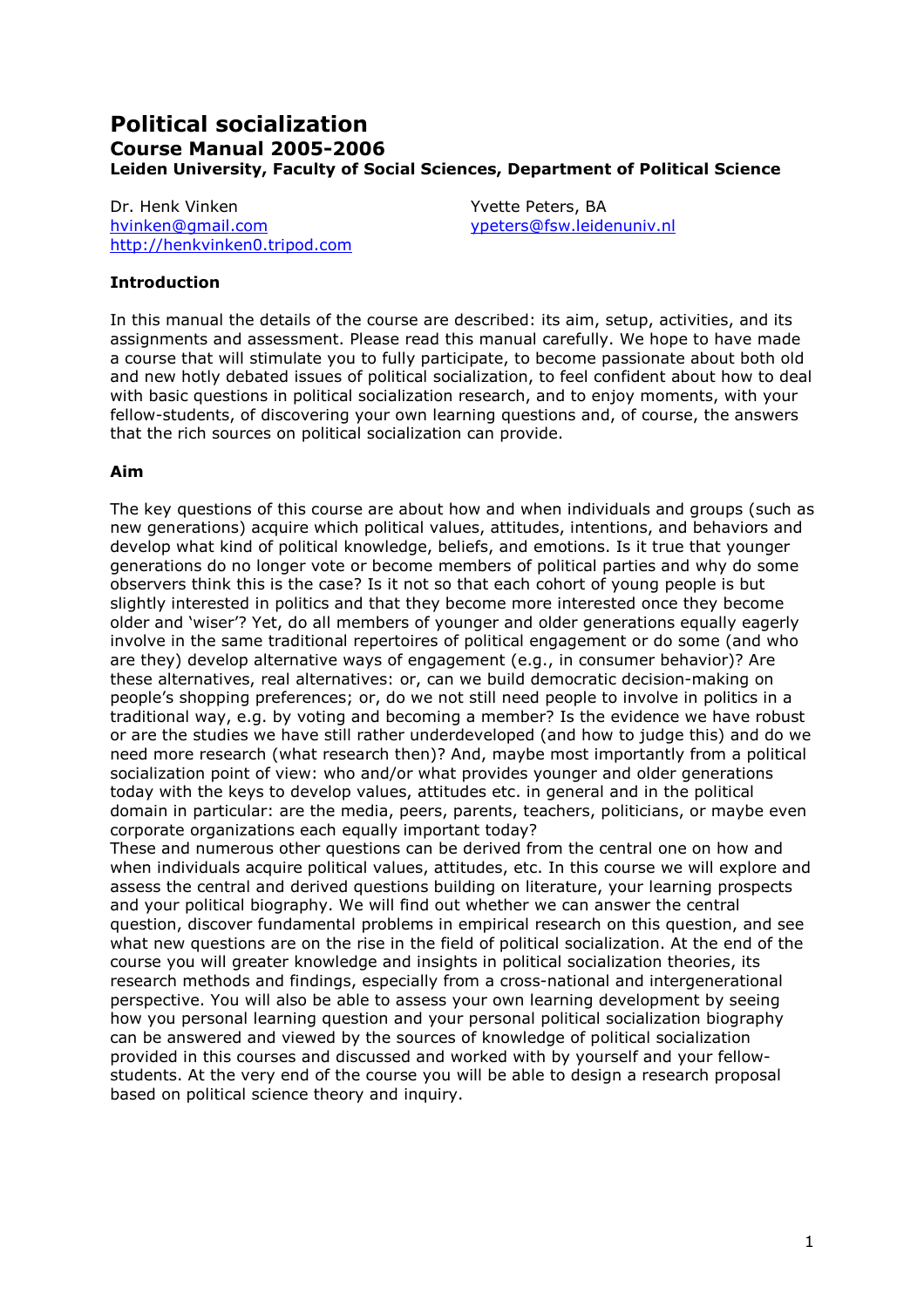# Political socialization

## Course Manual 2005-2006

### Leiden University, Faculty of Social Sciences, Department of Political Science

Dr. Henk Vinken
hvinken@gmail.com
http://henkvinken0.tripod.com

Yvette Peters, BA
ypeters@fsw.leidenuniv.nl

### Introduction

In this manual the details of the course are described: its aim, setup, activities, and its assignments and assessment. Please read this manual carefully. We hope to have made a course that will stimulate you to fully participate, to become passionate about both old and new hotly debated issues of political socialization, to feel confident about how to deal with basic questions in political socialization research, and to enjoy moments, with your fellow-students, of discovering your own learning questions and, of course, the answers that the rich sources on political socialization can provide.

### Aim

The key questions of this course are about how and when individuals and groups (such as new generations) acquire which political values, attitudes, intentions, and behaviors and develop what kind of political knowledge, beliefs, and emotions. Is it true that younger generations do no longer vote or become members of political parties and why do some observers think this is the case? Is it not so that each cohort of young people is but slightly interested in politics and that they become more interested once they become older and 'wiser'? Yet, do all members of younger and older generations equally eagerly involve in the same traditional repertoires of political engagement or do some (and who are they) develop alternative ways of engagement (e.g., in consumer behavior)? Are these alternatives, real alternatives: or, can we build democratic decision-making on people's shopping preferences; or, do we not still need people to involve in politics in a traditional way, e.g. by voting and becoming a member? Is the evidence we have robust or are the studies we have still rather underdeveloped (and how to judge this) and do we need more research (what research then)? And, maybe most importantly from a political socialization point of view: who and/or what provides younger and older generations today with the keys to develop values, attitudes etc. in general and in the political domain in particular: are the media, peers, parents, teachers, politicians, or maybe even corporate organizations each equally important today?
These and numerous other questions can be derived from the central one on how and when individuals acquire political values, attitudes, etc. In this course we will explore and assess the central and derived questions building on literature, your learning prospects and your political biography. We will find out whether we can answer the central question, discover fundamental problems in empirical research on this question, and see what new questions are on the rise in the field of political socialization. At the end of the course you will greater knowledge and insights in political socialization theories, its research methods and findings, especially from a cross-national and intergenerational perspective. You will also be able to assess your own learning development by seeing how you personal learning question and your personal political socialization biography can be answered and viewed by the sources of knowledge of political socialization provided in this courses and discussed and worked with by yourself and your fellow-students. At the very end of the course you will be able to design a research proposal based on political science theory and inquiry.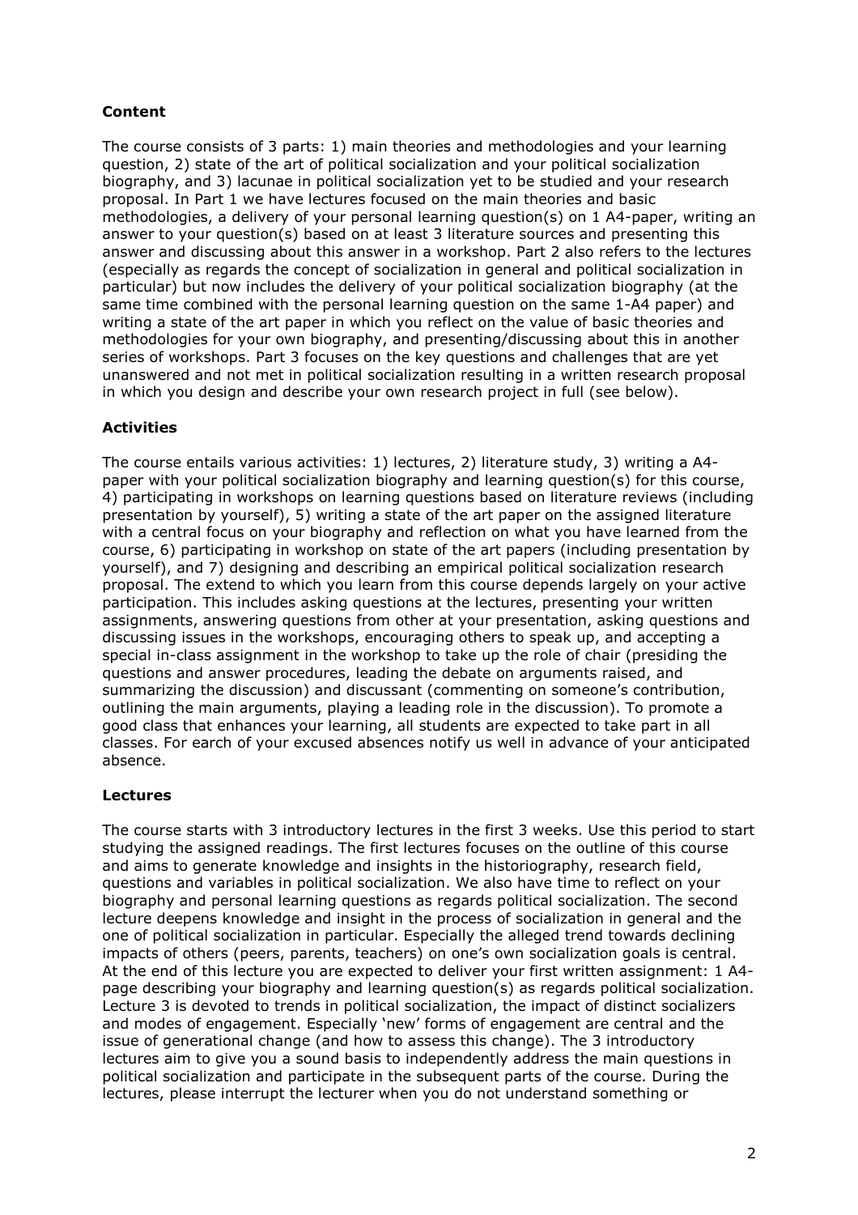**Content**

The course consists of 3 parts: 1) main theories and methodologies and your learning question, 2) state of the art of political socialization and your political socialization biography, and 3) lacunae in political socialization yet to be studied and your research proposal. In Part 1 we have lectures focused on the main theories and basic methodologies, a delivery of your personal learning question(s) on 1 A4-paper, writing an answer to your question(s) based on at least 3 literature sources and presenting this answer and discussing about this answer in a workshop. Part 2 also refers to the lectures (especially as regards the concept of socialization in general and political socialization in particular) but now includes the delivery of your political socialization biography (at the same time combined with the personal learning question on the same 1-A4 paper) and writing a state of the art paper in which you reflect on the value of basic theories and methodologies for your own biography, and presenting/discussing about this in another series of workshops. Part 3 focuses on the key questions and challenges that are yet unanswered and not met in political socialization resulting in a written research proposal in which you design and describe your own research project in full (see below).

**Activities**

The course entails various activities: 1) lectures, 2) literature study, 3) writing a A4-paper with your political socialization biography and learning question(s) for this course, 4) participating in workshops on learning questions based on literature reviews (including presentation by yourself), 5) writing a state of the art paper on the assigned literature with a central focus on your biography and reflection on what you have learned from the course, 6) participating in workshop on state of the art papers (including presentation by yourself), and 7) designing and describing an empirical political socialization research proposal. The extend to which you learn from this course depends largely on your active participation. This includes asking questions at the lectures, presenting your written assignments, answering questions from other at your presentation, asking questions and discussing issues in the workshops, encouraging others to speak up, and accepting a special in-class assignment in the workshop to take up the role of chair (presiding the questions and answer procedures, leading the debate on arguments raised, and summarizing the discussion) and discussant (commenting on someone's contribution, outlining the main arguments, playing a leading role in the discussion). To promote a good class that enhances your learning, all students are expected to take part in all classes. For earch of your excused absences notify us well in advance of your anticipated absence.

**Lectures**

The course starts with 3 introductory lectures in the first 3 weeks. Use this period to start studying the assigned readings. The first lectures focuses on the outline of this course and aims to generate knowledge and insights in the historiography, research field, questions and variables in political socialization. We also have time to reflect on your biography and personal learning questions as regards political socialization. The second lecture deepens knowledge and insight in the process of socialization in general and the one of political socialization in particular. Especially the alleged trend towards declining impacts of others (peers, parents, teachers) on one's own socialization goals is central. At the end of this lecture you are expected to deliver your first written assignment: 1 A4-page describing your biography and learning question(s) as regards political socialization. Lecture 3 is devoted to trends in political socialization, the impact of distinct socializers and modes of engagement. Especially 'new' forms of engagement are central and the issue of generational change (and how to assess this change). The 3 introductory lectures aim to give you a sound basis to independently address the main questions in political socialization and participate in the subsequent parts of the course. During the lectures, please interrupt the lecturer when you do not understand something or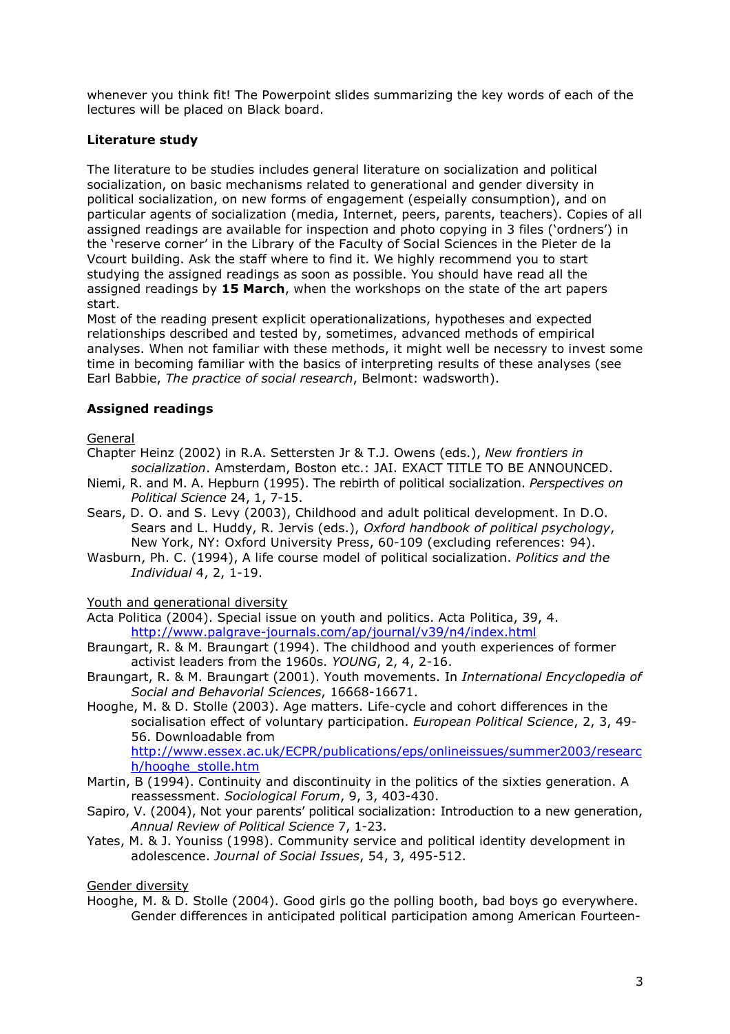whenever you think fit! The Powerpoint slides summarizing the key words of each of the lectures will be placed on Black board.

**Literature study**

The literature to be studies includes general literature on socialization and political socialization, on basic mechanisms related to generational and gender diversity in political socialization, on new forms of engagement (espeially consumption), and on particular agents of socialization (media, Internet, peers, parents, teachers). Copies of all assigned readings are available for inspection and photo copying in 3 files ('ordners') in the 'reserve corner' in the Library of the Faculty of Social Sciences in the Pieter de la Vcourt building. Ask the staff where to find it. We highly recommend you to start studying the assigned readings as soon as possible. You should have read all the assigned readings by **15 March**, when the workshops on the state of the art papers start.

Most of the reading present explicit operationalizations, hypotheses and expected relationships described and tested by, sometimes, advanced methods of empirical analyses. When not familiar with these methods, it might well be necessry to invest some time in becoming familiar with the basics of interpreting results of these analyses (see Earl Babbie, *The practice of social research*, Belmont: wadsworth).

**Assigned readings**

General

Chapter Heinz (2002) in R.A. Settersten Jr & T.J. Owens (eds.), *New frontiers in socialization*. Amsterdam, Boston etc.: JAI. EXACT TITLE TO BE ANNOUNCED.

Niemi, R. and M. A. Hepburn (1995). The rebirth of political socialization. *Perspectives on Political Science* 24, 1, 7-15.

Sears, D. O. and S. Levy (2003), Childhood and adult political development. In D.O. Sears and L. Huddy, R. Jervis (eds.), *Oxford handbook of political psychology*, New York, NY: Oxford University Press, 60-109 (excluding references: 94).

Wasburn, Ph. C. (1994), A life course model of political socialization. *Politics and the Individual* 4, 2, 1-19.

Youth and generational diversity

Acta Politica (2004). Special issue on youth and politics. Acta Politica, 39, 4. http://www.palgrave-journals.com/ap/journal/v39/n4/index.html

Braungart, R. & M. Braungart (1994). The childhood and youth experiences of former activist leaders from the 1960s. *YOUNG*, 2, 4, 2-16.

Braungart, R. & M. Braungart (2001). Youth movements. In *International Encyclopedia of Social and Behavorial Sciences*, 16668-16671.

Hooghe, M. & D. Stolle (2003). Age matters. Life-cycle and cohort differences in the socialisation effect of voluntary participation. *European Political Science*, 2, 3, 49-56. Downloadable from http://www.essex.ac.uk/ECPR/publications/eps/onlineissues/summer2003/research/hooghe_stolle.htm

Martin, B (1994). Continuity and discontinuity in the politics of the sixties generation. A reassessment. *Sociological Forum*, 9, 3, 403-430.

Sapiro, V. (2004), Not your parents' political socialization: Introduction to a new generation, *Annual Review of Political Science* 7, 1-23.

Yates, M. & J. Youniss (1998). Community service and political identity development in adolescence. *Journal of Social Issues*, 54, 3, 495-512.

Gender diversity

Hooghe, M. & D. Stolle (2004). Good girls go the polling booth, bad boys go everywhere. Gender differences in anticipated political participation among American Fourteen-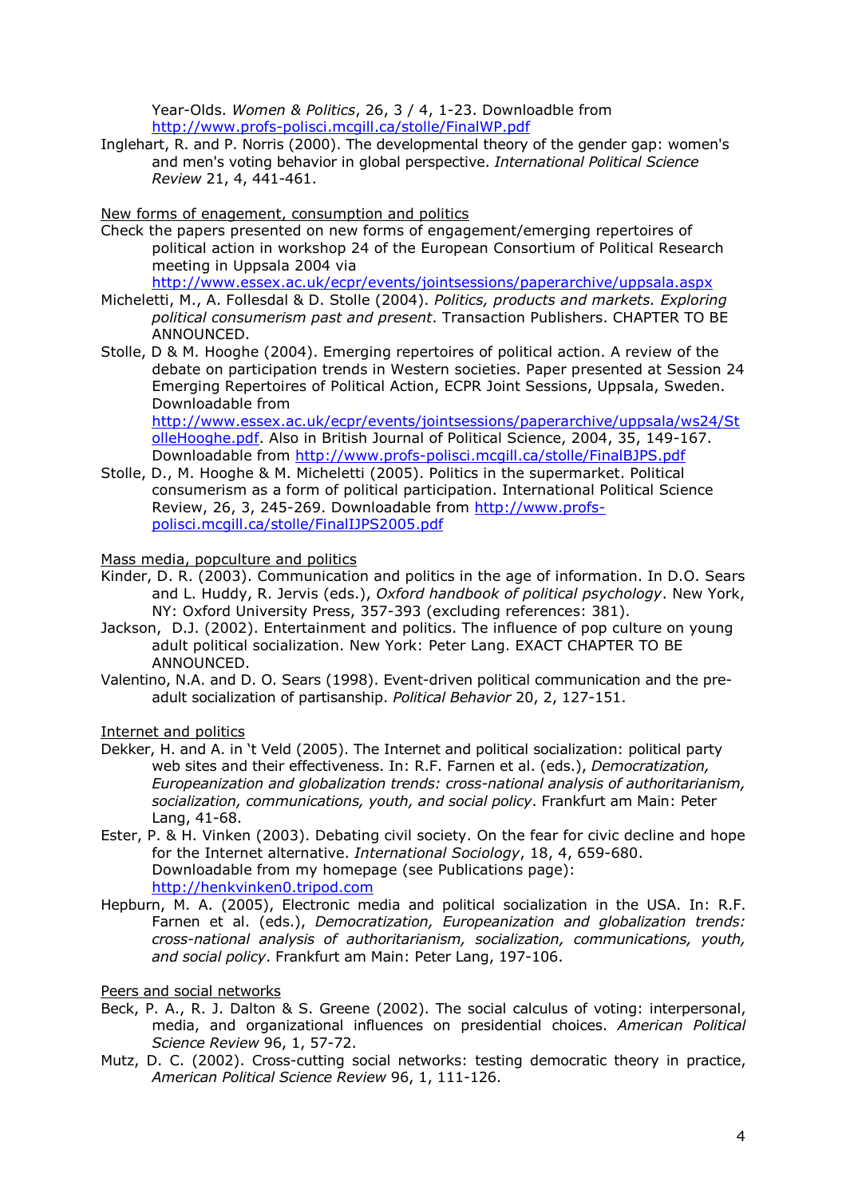Year-Olds. *Women & Politics*, 26, 3 / 4, 1-23. Downloadble from http://www.profs-polisci.mcgill.ca/stolle/FinalWP.pdf

Inglehart, R. and P. Norris (2000). The developmental theory of the gender gap: women's and men's voting behavior in global perspective. *International Political Science Review* 21, 4, 441-461.

<u>New forms of enagement, consumption and politics</u>

Check the papers presented on new forms of engagement/emerging repertoires of political action in workshop 24 of the European Consortium of Political Research meeting in Uppsala 2004 via http://www.essex.ac.uk/ecpr/events/jointsessions/paperarchive/uppsala.aspx

Micheletti, M., A. Follesdal & D. Stolle (2004). *Politics, products and markets. Exploring political consumerism past and present*. Transaction Publishers. CHAPTER TO BE ANNOUNCED.

Stolle, D & M. Hooghe (2004). Emerging repertoires of political action. A review of the debate on participation trends in Western societies. Paper presented at Session 24 Emerging Repertoires of Political Action, ECPR Joint Sessions, Uppsala, Sweden. Downloadable from http://www.essex.ac.uk/ecpr/events/jointsessions/paperarchive/uppsala/ws24/StolleHooghe.pdf. Also in British Journal of Political Science, 2004, 35, 149-167. Downloadable from http://www.profs-polisci.mcgill.ca/stolle/FinalBJPS.pdf

Stolle, D., M. Hooghe & M. Micheletti (2005). Politics in the supermarket. Political consumerism as a form of political participation. International Political Science Review, 26, 3, 245-269. Downloadable from http://www.profs-polisci.mcgill.ca/stolle/FinalIJPS2005.pdf

<u>Mass media, popculture and politics</u>

Kinder, D. R. (2003). Communication and politics in the age of information. In D.O. Sears and L. Huddy, R. Jervis (eds.), *Oxford handbook of political psychology*. New York, NY: Oxford University Press, 357-393 (excluding references: 381).

Jackson, D.J. (2002). Entertainment and politics. The influence of pop culture on young adult political socialization. New York: Peter Lang. EXACT CHAPTER TO BE ANNOUNCED.

Valentino, N.A. and D. O. Sears (1998). Event-driven political communication and the pre-adult socialization of partisanship. *Political Behavior* 20, 2, 127-151.

<u>Internet and politics</u>

Dekker, H. and A. in 't Veld (2005). The Internet and political socialization: political party web sites and their effectiveness. In: R.F. Farnen et al. (eds.), *Democratization, Europeanization and globalization trends: cross-national analysis of authoritarianism, socialization, communications, youth, and social policy*. Frankfurt am Main: Peter Lang, 41-68.

Ester, P. & H. Vinken (2003). Debating civil society. On the fear for civic decline and hope for the Internet alternative. *International Sociology*, 18, 4, 659-680. Downloadable from my homepage (see Publications page): http://henkvinken0.tripod.com

Hepburn, M. A. (2005), Electronic media and political socialization in the USA. In: R.F. Farnen et al. (eds.), *Democratization, Europeanization and globalization trends: cross-national analysis of authoritarianism, socialization, communications, youth, and social policy*. Frankfurt am Main: Peter Lang, 197-106.

<u>Peers and social networks</u>

Beck, P. A., R. J. Dalton & S. Greene (2002). The social calculus of voting: interpersonal, media, and organizational influences on presidential choices. *American Political Science Review* 96, 1, 57-72.

Mutz, D. C. (2002). Cross-cutting social networks: testing democratic theory in practice, *American Political Science Review* 96, 1, 111-126.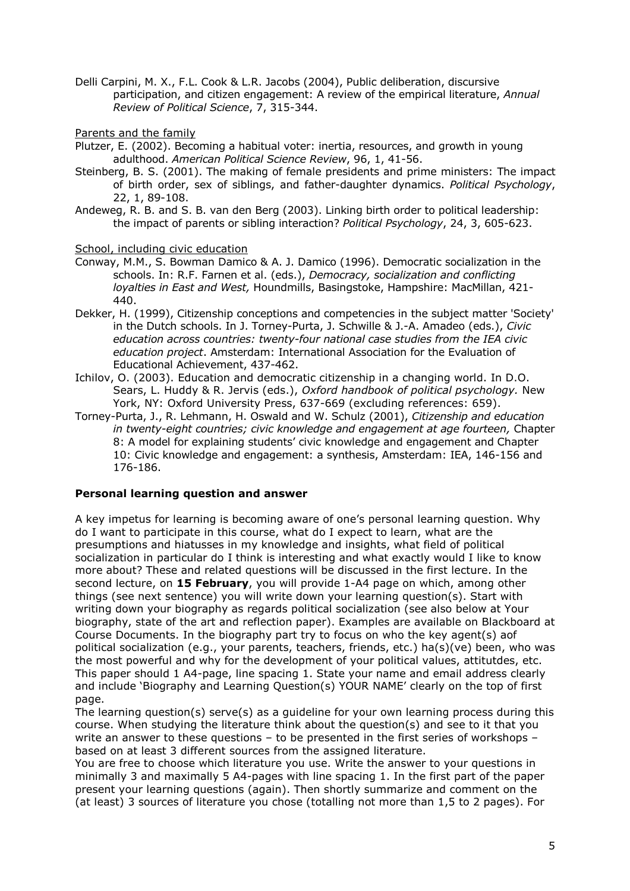Delli Carpini, M. X., F.L. Cook & L.R. Jacobs (2004), Public deliberation, discursive participation, and citizen engagement: A review of the empirical literature, *Annual Review of Political Science*, 7, 315-344.

Parents and the family

Plutzer, E. (2002). Becoming a habitual voter: inertia, resources, and growth in young adulthood. *American Political Science Review*, 96, 1, 41-56.

Steinberg, B. S. (2001). The making of female presidents and prime ministers: The impact of birth order, sex of siblings, and father-daughter dynamics. *Political Psychology*, 22, 1, 89-108.

Andeweg, R. B. and S. B. van den Berg (2003). Linking birth order to political leadership: the impact of parents or sibling interaction? *Political Psychology*, 24, 3, 605-623.

School, including civic education

Conway, M.M., S. Bowman Damico & A. J. Damico (1996). Democratic socialization in the schools. In: R.F. Farnen et al. (eds.), *Democracy, socialization and conflicting loyalties in East and West,* Houndmills, Basingstoke, Hampshire: MacMillan, 421-440.

Dekker, H. (1999), Citizenship conceptions and competencies in the subject matter 'Society' in the Dutch schools. In J. Torney-Purta, J. Schwille & J.-A. Amadeo (eds.), *Civic education across countries: twenty-four national case studies from the IEA civic education project*. Amsterdam: International Association for the Evaluation of Educational Achievement, 437-462.

Ichilov, O. (2003). Education and democratic citizenship in a changing world. In D.O. Sears, L. Huddy & R. Jervis (eds.), *Oxford handbook of political psychology.* New York, NY: Oxford University Press, 637-669 (excluding references: 659).

Torney-Purta, J., R. Lehmann, H. Oswald and W. Schulz (2001), *Citizenship and education in twenty-eight countries; civic knowledge and engagement at age fourteen,* Chapter 8: A model for explaining students' civic knowledge and engagement and Chapter 10: Civic knowledge and engagement: a synthesis, Amsterdam: IEA, 146-156 and 176-186.

**Personal learning question and answer**

A key impetus for learning is becoming aware of one's personal learning question. Why do I want to participate in this course, what do I expect to learn, what are the presumptions and hiatusses in my knowledge and insights, what field of political socialization in particular do I think is interesting and what exactly would I like to know more about? These and related questions will be discussed in the first lecture. In the second lecture, on **15 February**, you will provide 1-A4 page on which, among other things (see next sentence) you will write down your learning question(s). Start with writing down your biography as regards political socialization (see also below at Your biography, state of the art and reflection paper). Examples are available on Blackboard at Course Documents. In the biography part try to focus on who the key agent(s) aof political socialization (e.g., your parents, teachers, friends, etc.) ha(s)(ve) been, who was the most powerful and why for the development of your political values, attitutdes, etc. This paper should 1 A4-page, line spacing 1. State your name and email address clearly and include 'Biography and Learning Question(s) YOUR NAME' clearly on the top of first page.

The learning question(s) serve(s) as a guideline for your own learning process during this course. When studying the literature think about the question(s) and see to it that you write an answer to these questions – to be presented in the first series of workshops – based on at least 3 different sources from the assigned literature.

You are free to choose which literature you use. Write the answer to your questions in minimally 3 and maximally 5 A4-pages with line spacing 1. In the first part of the paper present your learning questions (again). Then shortly summarize and comment on the (at least) 3 sources of literature you chose (totalling not more than 1,5 to 2 pages). For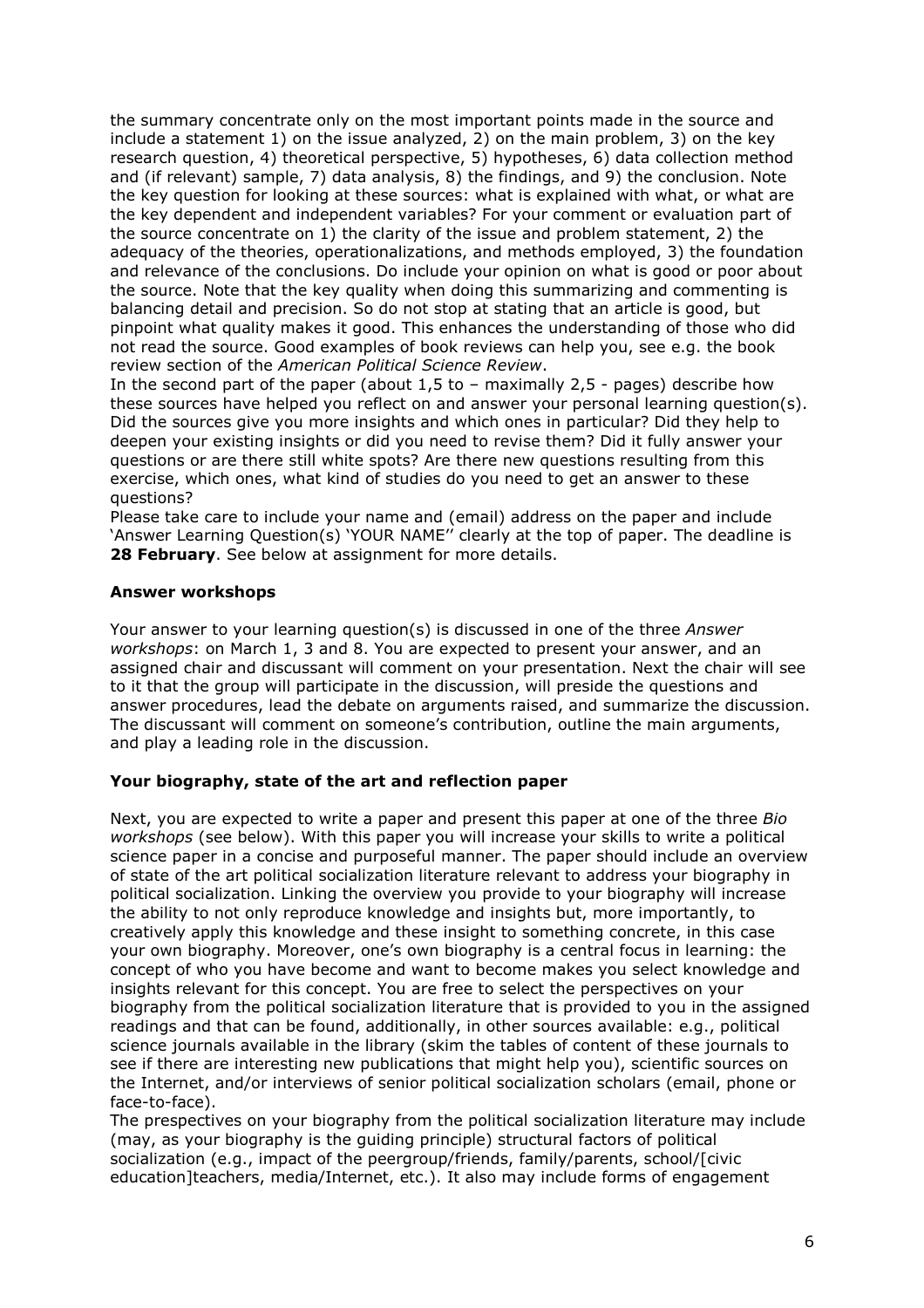the summary concentrate only on the most important points made in the source and include a statement 1) on the issue analyzed, 2) on the main problem, 3) on the key research question, 4) theoretical perspective, 5) hypotheses, 6) data collection method and (if relevant) sample, 7) data analysis, 8) the findings, and 9) the conclusion. Note the key question for looking at these sources: what is explained with what, or what are the key dependent and independent variables? For your comment or evaluation part of the source concentrate on 1) the clarity of the issue and problem statement, 2) the adequacy of the theories, operationalizations, and methods employed, 3) the foundation and relevance of the conclusions. Do include your opinion on what is good or poor about the source. Note that the key quality when doing this summarizing and commenting is balancing detail and precision. So do not stop at stating that an article is good, but pinpoint what quality makes it good. This enhances the understanding of those who did not read the source. Good examples of book reviews can help you, see e.g. the book review section of the *American Political Science Review*.

In the second part of the paper (about 1,5 to – maximally 2,5 - pages) describe how these sources have helped you reflect on and answer your personal learning question(s). Did the sources give you more insights and which ones in particular? Did they help to deepen your existing insights or did you need to revise them? Did it fully answer your questions or are there still white spots? Are there new questions resulting from this exercise, which ones, what kind of studies do you need to get an answer to these questions?

Please take care to include your name and (email) address on the paper and include 'Answer Learning Question(s) 'YOUR NAME'' clearly at the top of paper. The deadline is **28 February**. See below at assignment for more details.

### Answer workshops

Your answer to your learning question(s) is discussed in one of the three *Answer workshops*: on March 1, 3 and 8. You are expected to present your answer, and an assigned chair and discussant will comment on your presentation. Next the chair will see to it that the group will participate in the discussion, will preside the questions and answer procedures, lead the debate on arguments raised, and summarize the discussion. The discussant will comment on someone's contribution, outline the main arguments, and play a leading role in the discussion.

### Your biography, state of the art and reflection paper

Next, you are expected to write a paper and present this paper at one of the three *Bio workshops* (see below). With this paper you will increase your skills to write a political science paper in a concise and purposeful manner. The paper should include an overview of state of the art political socialization literature relevant to address your biography in political socialization. Linking the overview you provide to your biography will increase the ability to not only reproduce knowledge and insights but, more importantly, to creatively apply this knowledge and these insight to something concrete, in this case your own biography. Moreover, one's own biography is a central focus in learning: the concept of who you have become and want to become makes you select knowledge and insights relevant for this concept. You are free to select the perspectives on your biography from the political socialization literature that is provided to you in the assigned readings and that can be found, additionally, in other sources available: e.g., political science journals available in the library (skim the tables of content of these journals to see if there are interesting new publications that might help you), scientific sources on the Internet, and/or interviews of senior political socialization scholars (email, phone or face-to-face).

The prespectives on your biography from the political socialization literature may include (may, as your biography is the guiding principle) structural factors of political socialization (e.g., impact of the peergroup/friends, family/parents, school/[civic education]teachers, media/Internet, etc.). It also may include forms of engagement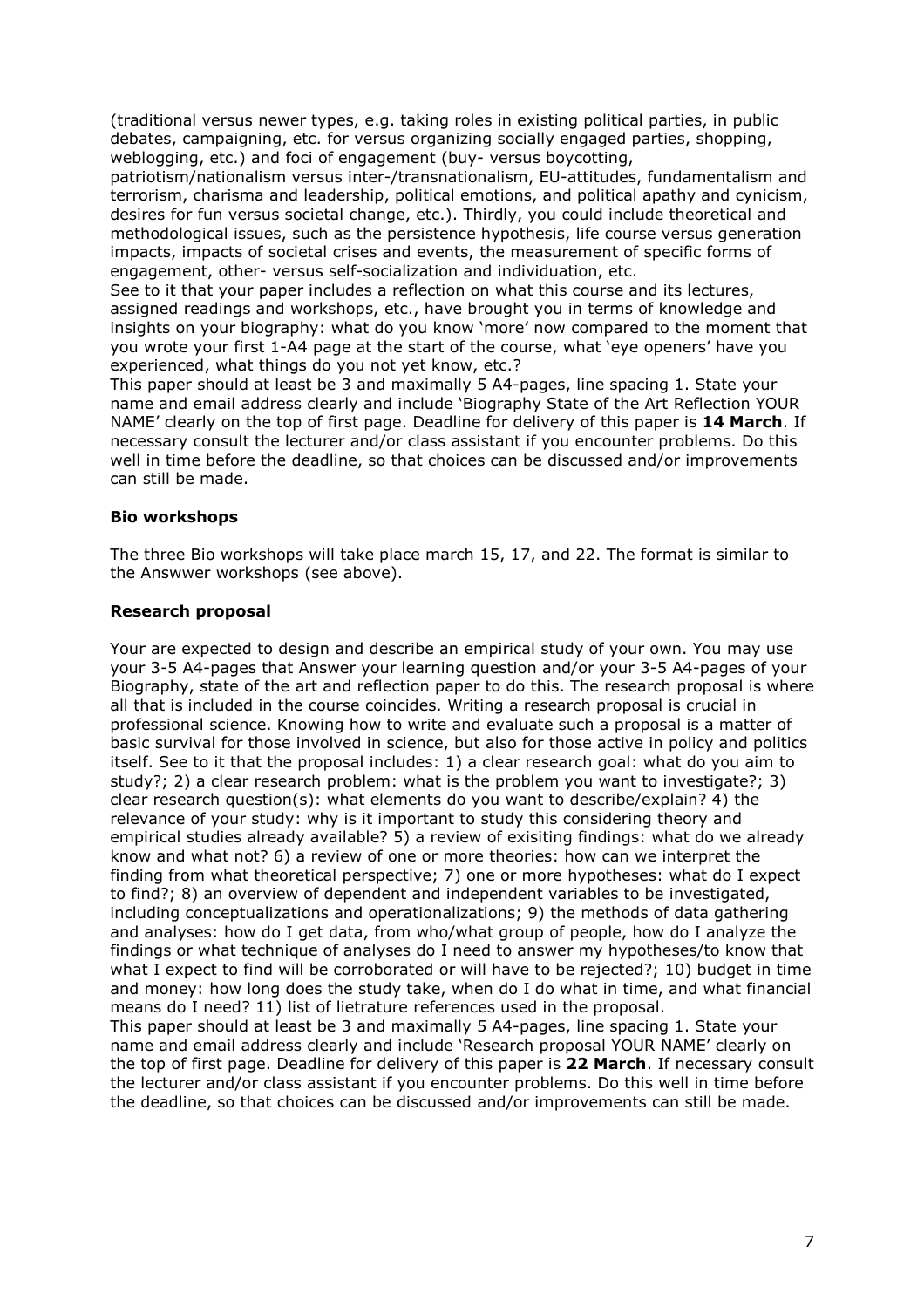(traditional versus newer types, e.g. taking roles in existing political parties, in public debates, campaigning, etc. for versus organizing socially engaged parties, shopping, weblogging, etc.) and foci of engagement (buy- versus boycotting, patriotism/nationalism versus inter-/transnationalism, EU-attitudes, fundamentalism and terrorism, charisma and leadership, political emotions, and political apathy and cynicism, desires for fun versus societal change, etc.). Thirdly, you could include theoretical and methodological issues, such as the persistence hypothesis, life course versus generation impacts, impacts of societal crises and events, the measurement of specific forms of engagement, other- versus self-socialization and individuation, etc.
See to it that your paper includes a reflection on what this course and its lectures, assigned readings and workshops, etc., have brought you in terms of knowledge and insights on your biography: what do you know 'more' now compared to the moment that you wrote your first 1-A4 page at the start of the course, what 'eye openers' have you experienced, what things do you not yet know, etc.?
This paper should at least be 3 and maximally 5 A4-pages, line spacing 1. State your name and email address clearly and include 'Biography State of the Art Reflection YOUR NAME' clearly on the top of first page. Deadline for delivery of this paper is **14 March**. If necessary consult the lecturer and/or class assistant if you encounter problems. Do this well in time before the deadline, so that choices can be discussed and/or improvements can still be made.

### Bio workshops

The three Bio workshops will take place march 15, 17, and 22. The format is similar to the Answwer workshops (see above).

### Research proposal

Your are expected to design and describe an empirical study of your own. You may use your 3-5 A4-pages that Answer your learning question and/or your 3-5 A4-pages of your Biography, state of the art and reflection paper to do this. The research proposal is where all that is included in the course coincides. Writing a research proposal is crucial in professional science. Knowing how to write and evaluate such a proposal is a matter of basic survival for those involved in science, but also for those active in policy and politics itself. See to it that the proposal includes: 1) a clear research goal: what do you aim to study?; 2) a clear research problem: what is the problem you want to investigate?; 3) clear research question(s): what elements do you want to describe/explain? 4) the relevance of your study: why is it important to study this considering theory and empirical studies already available? 5) a review of exisiting findings: what do we already know and what not? 6) a review of one or more theories: how can we interpret the finding from what theoretical perspective; 7) one or more hypotheses: what do I expect to find?; 8) an overview of dependent and independent variables to be investigated, including conceptualizations and operationalizations; 9) the methods of data gathering and analyses: how do I get data, from who/what group of people, how do I analyze the findings or what technique of analyses do I need to answer my hypotheses/to know that what I expect to find will be corroborated or will have to be rejected?; 10) budget in time and money: how long does the study take, when do I do what in time, and what financial means do I need? 11) list of lietrature references used in the proposal.
This paper should at least be 3 and maximally 5 A4-pages, line spacing 1. State your name and email address clearly and include 'Research proposal YOUR NAME' clearly on the top of first page. Deadline for delivery of this paper is **22 March**. If necessary consult the lecturer and/or class assistant if you encounter problems. Do this well in time before the deadline, so that choices can be discussed and/or improvements can still be made.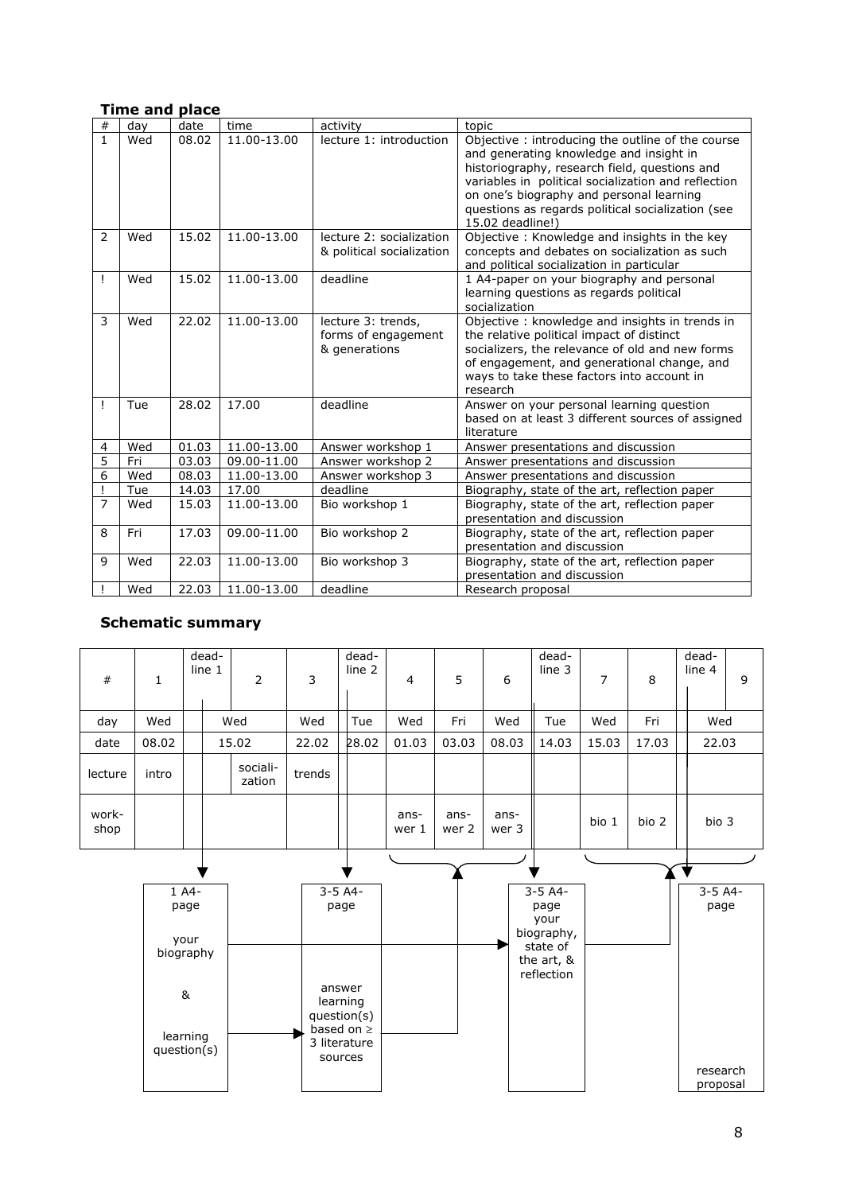## Time and place

| # | day | date | time | activity | topic |
|---|---|---|---|---|---|
| 1 | Wed | 08.02 | 11.00-13.00 | lecture 1: introduction | Objective : introducing the outline of the course and generating knowledge and insight in historiography, research field, questions and variables in political socialization and reflection on one's biography and personal learning questions as regards political socialization (see 15.02 deadline!) |
| 2 | Wed | 15.02 | 11.00-13.00 | lecture 2: socialization & political socialization | Objective : Knowledge and insights in the key concepts and debates on socialization as such and political socialization in particular |
| ! | Wed | 15.02 | 11.00-13.00 | deadline | 1 A4-paper on your biography and personal learning questions as regards political socialization |
| 3 | Wed | 22.02 | 11.00-13.00 | lecture 3: trends, forms of engagement & generations | Objective : knowledge and insights in trends in the relative political impact of distinct socializers, the relevance of old and new forms of engagement, and generational change, and ways to take these factors into account in research |
| ! | Tue | 28.02 | 17.00 | deadline | Answer on your personal learning question based on at least 3 different sources of assigned literature |
| 4 | Wed | 01.03 | 11.00-13.00 | Answer workshop 1 | Answer presentations and discussion |
| 5 | Fri | 03.03 | 09.00-11.00 | Answer workshop 2 | Answer presentations and discussion |
| 6 | Wed | 08.03 | 11.00-13.00 | Answer workshop 3 | Answer presentations and discussion |
| ! | Tue | 14.03 | 17.00 | deadline | Biography, state of the art, reflection paper |
| 7 | Wed | 15.03 | 11.00-13.00 | Bio workshop 1 | Biography, state of the art, reflection paper presentation and discussion |
| 8 | Fri | 17.03 | 09.00-11.00 | Bio workshop 2 | Biography, state of the art, reflection paper presentation and discussion |
| 9 | Wed | 22.03 | 11.00-13.00 | Bio workshop 3 | Biography, state of the art, reflection paper presentation and discussion |
| ! | Wed | 22.03 | 11.00-13.00 | deadline | Research proposal |

## Schematic summary

| # | 1 | deadline 1 | 2 | 3 | deadline 2 | 4 | 5 | 6 | deadline 3 | 7 | 8 | deadline 4 | 9 |
|---|---|---|---|---|---|---|---|---|---|---|---|---|---|
| day | Wed | Wed | | Wed | Tue | Wed | Fri | Wed | Tue | Wed | Fri | Wed | |
| date | 08.02 | 15.02 | | 22.02 | 28.02 | 01.03 | 03.03 | 08.03 | 14.03 | 15.03 | 17.03 | 22.03 | |
| lecture | intro | | socialization | trends | | | | | | | | | |
| workshop | | | | | | answer 1 | answer 2 | answer 3 | | bio 1 | bio 2 | bio 3 | |

- Deadline 1: 1 A4-page — your biography & learning question(s)
- Deadline 2: 3-5 A4-page — answer learning question(s) based on ≥ 3 literature sources
- Deadline 3: 3-5 A4-page — your biography, state of the art, & reflection
- Deadline 4: 3-5 A4-page — research proposal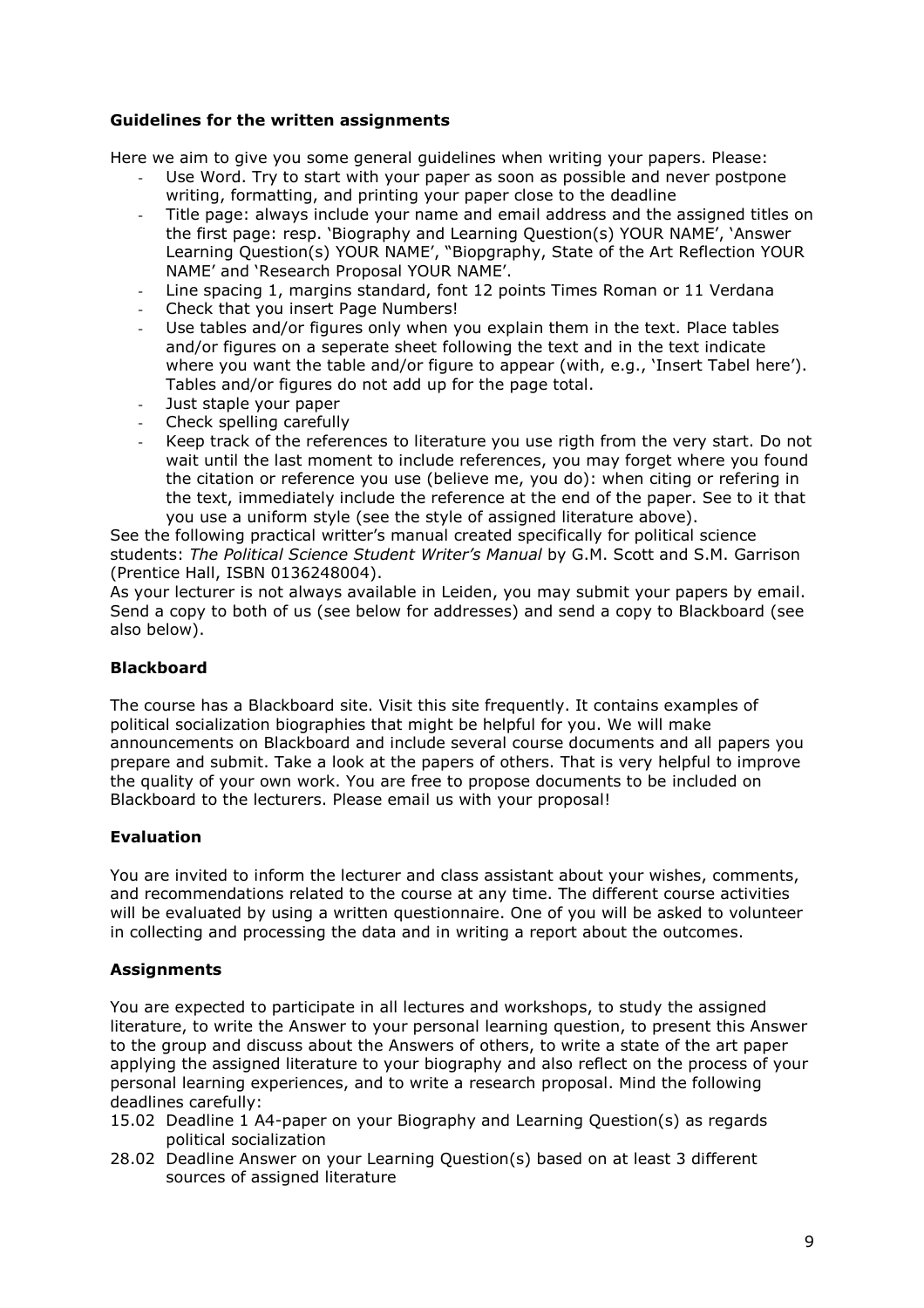**Guidelines for the written assignments**

Here we aim to give you some general guidelines when writing your papers. Please:

- Use Word. Try to start with your paper as soon as possible and never postpone writing, formatting, and printing your paper close to the deadline
- Title page: always include your name and email address and the assigned titles on the first page: resp. 'Biography and Learning Question(s) YOUR NAME', 'Answer Learning Question(s) YOUR NAME', "Biopgraphy, State of the Art Reflection YOUR NAME' and 'Research Proposal YOUR NAME'.
- Line spacing 1, margins standard, font 12 points Times Roman or 11 Verdana
- Check that you insert Page Numbers!
- Use tables and/or figures only when you explain them in the text. Place tables and/or figures on a seperate sheet following the text and in the text indicate where you want the table and/or figure to appear (with, e.g., 'Insert Tabel here'). Tables and/or figures do not add up for the page total.
- Just staple your paper
- Check spelling carefully
- Keep track of the references to literature you use rigth from the very start. Do not wait until the last moment to include references, you may forget where you found the citation or reference you use (believe me, you do): when citing or refering in the text, immediately include the reference at the end of the paper. See to it that you use a uniform style (see the style of assigned literature above).

See the following practical writter's manual created specifically for political science students: *The Political Science Student Writer's Manual* by G.M. Scott and S.M. Garrison (Prentice Hall, ISBN 0136248004).

As your lecturer is not always available in Leiden, you may submit your papers by email. Send a copy to both of us (see below for addresses) and send a copy to Blackboard (see also below).

**Blackboard**

The course has a Blackboard site. Visit this site frequently. It contains examples of political socialization biographies that might be helpful for you. We will make announcements on Blackboard and include several course documents and all papers you prepare and submit. Take a look at the papers of others. That is very helpful to improve the quality of your own work. You are free to propose documents to be included on Blackboard to the lecturers. Please email us with your proposal!

**Evaluation**

You are invited to inform the lecturer and class assistant about your wishes, comments, and recommendations related to the course at any time. The different course activities will be evaluated by using a written questionnaire. One of you will be asked to volunteer in collecting and processing the data and in writing a report about the outcomes.

**Assignments**

You are expected to participate in all lectures and workshops, to study the assigned literature, to write the Answer to your personal learning question, to present this Answer to the group and discuss about the Answers of others, to write a state of the art paper applying the assigned literature to your biography and also reflect on the process of your personal learning experiences, and to write a research proposal. Mind the following deadlines carefully:

15.02 Deadline 1 A4-paper on your Biography and Learning Question(s) as regards political socialization

28.02 Deadline Answer on your Learning Question(s) based on at least 3 different sources of assigned literature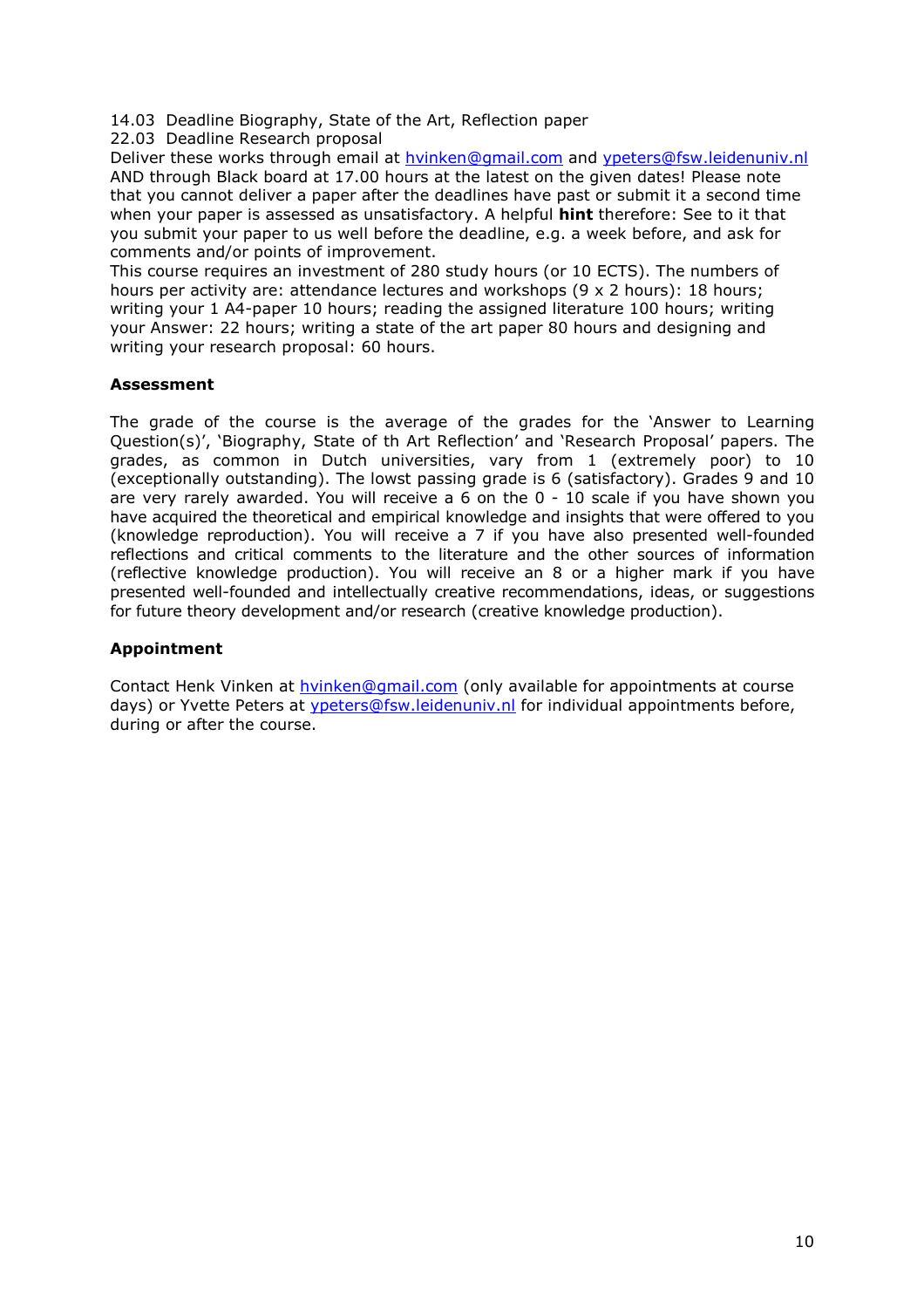14.03 Deadline Biography, State of the Art, Reflection paper
22.03 Deadline Research proposal
Deliver these works through email at hvinken@gmail.com and ypeters@fsw.leidenuniv.nl AND through Black board at 17.00 hours at the latest on the given dates! Please note that you cannot deliver a paper after the deadlines have past or submit it a second time when your paper is assessed as unsatisfactory. A helpful **hint** therefore: See to it that you submit your paper to us well before the deadline, e.g. a week before, and ask for comments and/or points of improvement.
This course requires an investment of 280 study hours (or 10 ECTS). The numbers of hours per activity are: attendance lectures and workshops (9 x 2 hours): 18 hours; writing your 1 A4-paper 10 hours; reading the assigned literature 100 hours; writing your Answer: 22 hours; writing a state of the art paper 80 hours and designing and writing your research proposal: 60 hours.

**Assessment**

The grade of the course is the average of the grades for the 'Answer to Learning Question(s)', 'Biography, State of th Art Reflection' and 'Research Proposal' papers. The grades, as common in Dutch universities, vary from 1 (extremely poor) to 10 (exceptionally outstanding). The lowst passing grade is 6 (satisfactory). Grades 9 and 10 are very rarely awarded. You will receive a 6 on the 0 - 10 scale if you have shown you have acquired the theoretical and empirical knowledge and insights that were offered to you (knowledge reproduction). You will receive a 7 if you have also presented well-founded reflections and critical comments to the literature and the other sources of information (reflective knowledge production). You will receive an 8 or a higher mark if you have presented well-founded and intellectually creative recommendations, ideas, or suggestions for future theory development and/or research (creative knowledge production).

**Appointment**

Contact Henk Vinken at hvinken@gmail.com (only available for appointments at course days) or Yvette Peters at ypeters@fsw.leidenuniv.nl for individual appointments before, during or after the course.